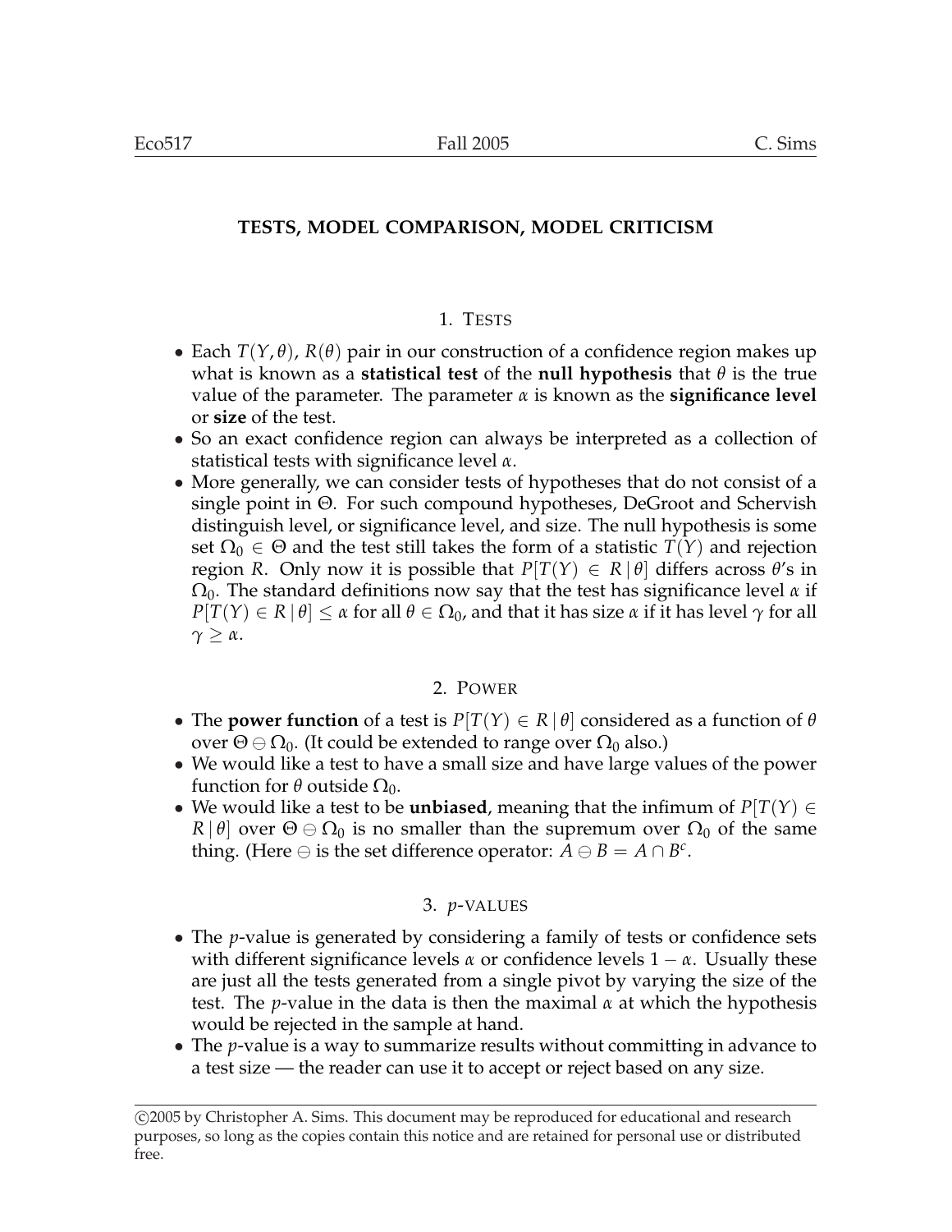# TESTS, MODEL COMPARISON, MODEL CRITICISM

## 1. Tests

- Each $T(Y, \theta)$, $R(\theta)$ pair in our construction of a confidence region makes up what is known as a **statistical test** of the **null hypothesis** that $\theta$ is the true value of the parameter. The parameter $\alpha$ is known as the **significance level** or **size** of the test.
- So an exact confidence region can always be interpreted as a collection of statistical tests with significance level $\alpha$.
- More generally, we can consider tests of hypotheses that do not consist of a single point in $\Theta$. For such compound hypotheses, DeGroot and Schervish distinguish level, or significance level, and size. The null hypothesis is some set $\Omega_0 \in \Theta$ and the test still takes the form of a statistic $T(Y)$ and rejection region $R$. Only now it is possible that $P[T(Y) \in R \,|\, \theta]$ differs across $\theta$'s in $\Omega_0$. The standard definitions now say that the test has significance level $\alpha$ if $P[T(Y) \in R \,|\, \theta] \leq \alpha$ for all $\theta \in \Omega_0$, and that it has size $\alpha$ if it has level $\gamma$ for all $\gamma \geq \alpha$.

## 2. Power

- The **power function** of a test is $P[T(Y) \in R \,|\, \theta]$ considered as a function of $\theta$ over $\Theta \ominus \Omega_0$. (It could be extended to range over $\Omega_0$ also.)
- We would like a test to have a small size and have large values of the power function for $\theta$ outside $\Omega_0$.
- We would like a test to be **unbiased**, meaning that the infimum of $P[T(Y) \in R \,|\, \theta]$ over $\Theta \ominus \Omega_0$ is no smaller than the supremum over $\Omega_0$ of the same thing. (Here $\ominus$ is the set difference operator: $A \ominus B = A \cap B^c$.

## 3. $p$-values

- The $p$-value is generated by considering a family of tests or confidence sets with different significance levels $\alpha$ or confidence levels $1 - \alpha$. Usually these are just all the tests generated from a single pivot by varying the size of the test. The $p$-value in the data is then the maximal $\alpha$ at which the hypothesis would be rejected in the sample at hand.
- The $p$-value is a way to summarize results without committing in advance to a test size — the reader can use it to accept or reject based on any size.

©2005 by Christopher A. Sims. This document may be reproduced for educational and research purposes, so long as the copies contain this notice and are retained for personal use or distributed free.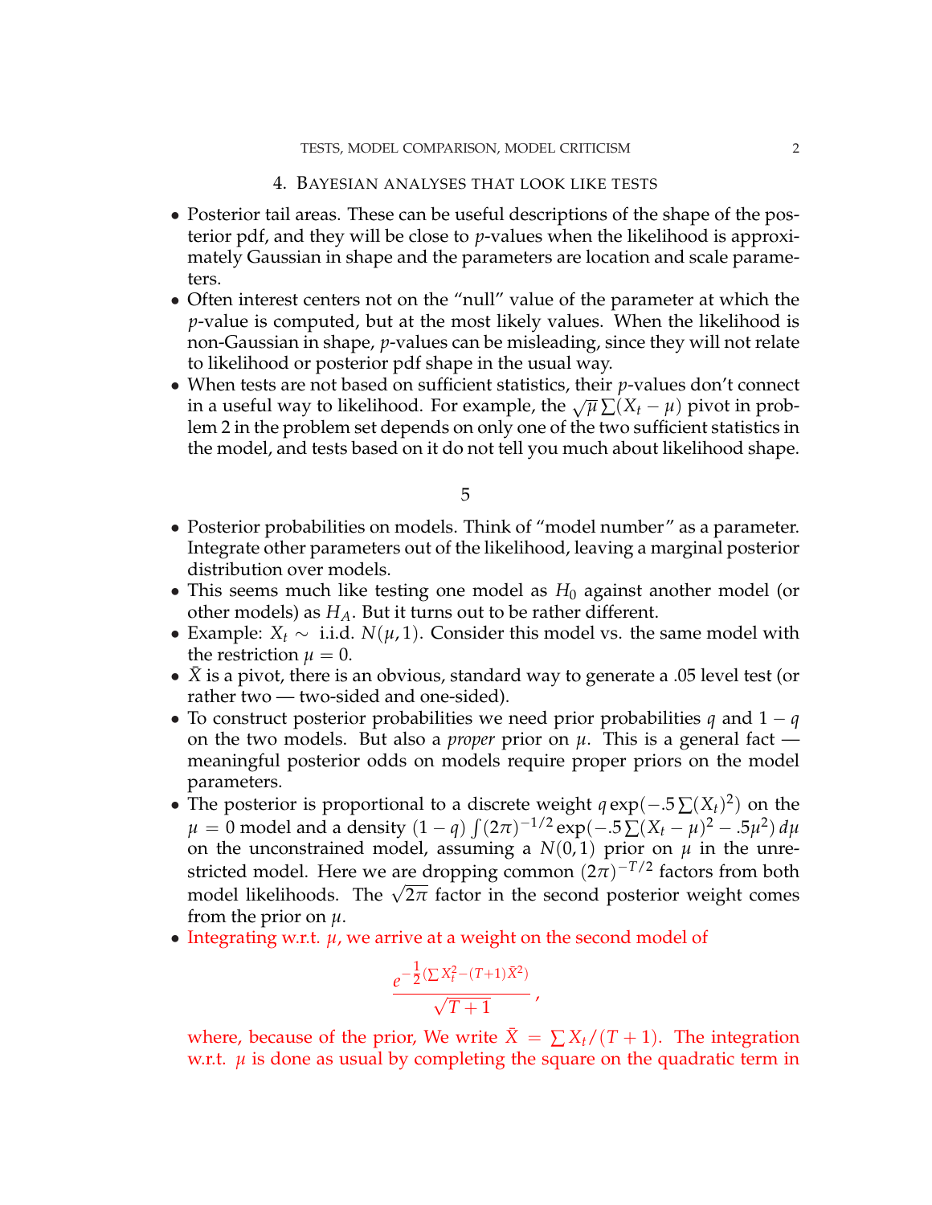## 4. Bayesian analyses that look like tests

- Posterior tail areas. These can be useful descriptions of the shape of the posterior pdf, and they will be close to $p$-values when the likelihood is approximately Gaussian in shape and the parameters are location and scale parameters.
- Often interest centers not on the "null" value of the parameter at which the $p$-value is computed, but at the most likely values. When the likelihood is non-Gaussian in shape, $p$-values can be misleading, since they will not relate to likelihood or posterior pdf shape in the usual way.
- When tests are not based on sufficient statistics, their $p$-values don't connect in a useful way to likelihood. For example, the $\sqrt{\mu}\sum(X_t - \mu)$ pivot in problem 2 in the problem set depends on only one of the two sufficient statistics in the model, and tests based on it do not tell you much about likelihood shape.

## 5

- Posterior probabilities on models. Think of "model number" as a parameter. Integrate other parameters out of the likelihood, leaving a marginal posterior distribution over models.
- This seems much like testing one model as $H_0$ against another model (or other models) as $H_A$. But it turns out to be rather different.
- Example: $X_t \sim$ i.i.d. $N(\mu, 1)$. Consider this model vs. the same model with the restriction $\mu = 0$.
- $\bar{X}$ is a pivot, there is an obvious, standard way to generate a .05 level test (or rather two — two-sided and one-sided).
- To construct posterior probabilities we need prior probabilities $q$ and $1-q$ on the two models. But also a *proper* prior on $\mu$. This is a general fact — meaningful posterior odds on models require proper priors on the model parameters.
- The posterior is proportional to a discrete weight $q\exp(-.5\sum(X_t)^2)$ on the $\mu = 0$ model and a density $(1-q)\int(2\pi)^{-1/2}\exp(-.5\sum(X_t-\mu)^2 - .5\mu^2)\,d\mu$ on the unconstrained model, assuming a $N(0,1)$ prior on $\mu$ in the unrestricted model. Here we are dropping common $(2\pi)^{-T/2}$ factors from both model likelihoods. The $\sqrt{2\pi}$ factor in the second posterior weight comes from the prior on $\mu$.
- Integrating w.r.t. $\mu$, we arrive at a weight on the second model of

$$\frac{e^{-\frac{1}{2}(\sum X_t^2 - (T+1)\bar{X}^2)}}{\sqrt{T+1}},$$

where, because of the prior, We write $\bar{X} = \sum X_t/(T+1)$. The integration w.r.t. $\mu$ is done as usual by completing the square on the quadratic term in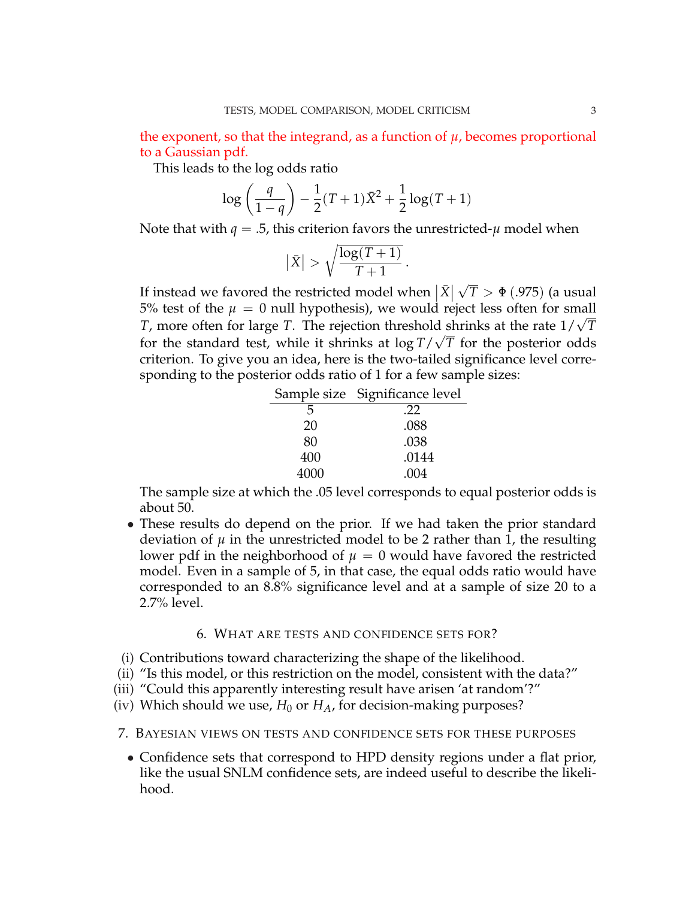the exponent, so that the integrand, as a function of $\mu$, becomes proportional to a Gaussian pdf.

This leads to the log odds ratio

$$\log\left(\frac{q}{1-q}\right) - \frac{1}{2}(T+1)\bar{X}^2 + \frac{1}{2}\log(T+1)$$

Note that with $q = .5$, this criterion favors the unrestricted-$\mu$ model when

$$|\bar{X}| > \sqrt{\frac{\log(T+1)}{T+1}}\,.$$

If instead we favored the restricted model when $|\bar{X}|\sqrt{T} > \Phi\,(.975)$ (a usual 5% test of the $\mu = 0$ null hypothesis), we would reject less often for small $T$, more often for large $T$. The rejection threshold shrinks at the rate $1/\sqrt{T}$ for the standard test, while it shrinks at $\log T/\sqrt{T}$ for the posterior odds criterion. To give you an idea, here is the two-tailed significance level corresponding to the posterior odds ratio of 1 for a few sample sizes:

| Sample size | Significance level |
| --- | --- |
| 5 | .22 |
| 20 | .088 |
| 80 | .038 |
| 400 | .0144 |
| 4000 | .004 |

The sample size at which the .05 level corresponds to equal posterior odds is about 50.

- These results do depend on the prior. If we had taken the prior standard deviation of $\mu$ in the unrestricted model to be 2 rather than 1, the resulting lower pdf in the neighborhood of $\mu = 0$ would have favored the restricted model. Even in a sample of 5, in that case, the equal odds ratio would have corresponded to an 8.8% significance level and at a sample of size 20 to a 2.7% level.

## 6. What are tests and confidence sets for?

(i) Contributions toward characterizing the shape of the likelihood.
(ii) "Is this model, or this restriction on the model, consistent with the data?"
(iii) "Could this apparently interesting result have arisen 'at random'?"
(iv) Which should we use, $H_0$ or $H_A$, for decision-making purposes?

## 7. Bayesian views on tests and confidence sets for these purposes

- Confidence sets that correspond to HPD density regions under a flat prior, like the usual SNLM confidence sets, are indeed useful to describe the likelihood.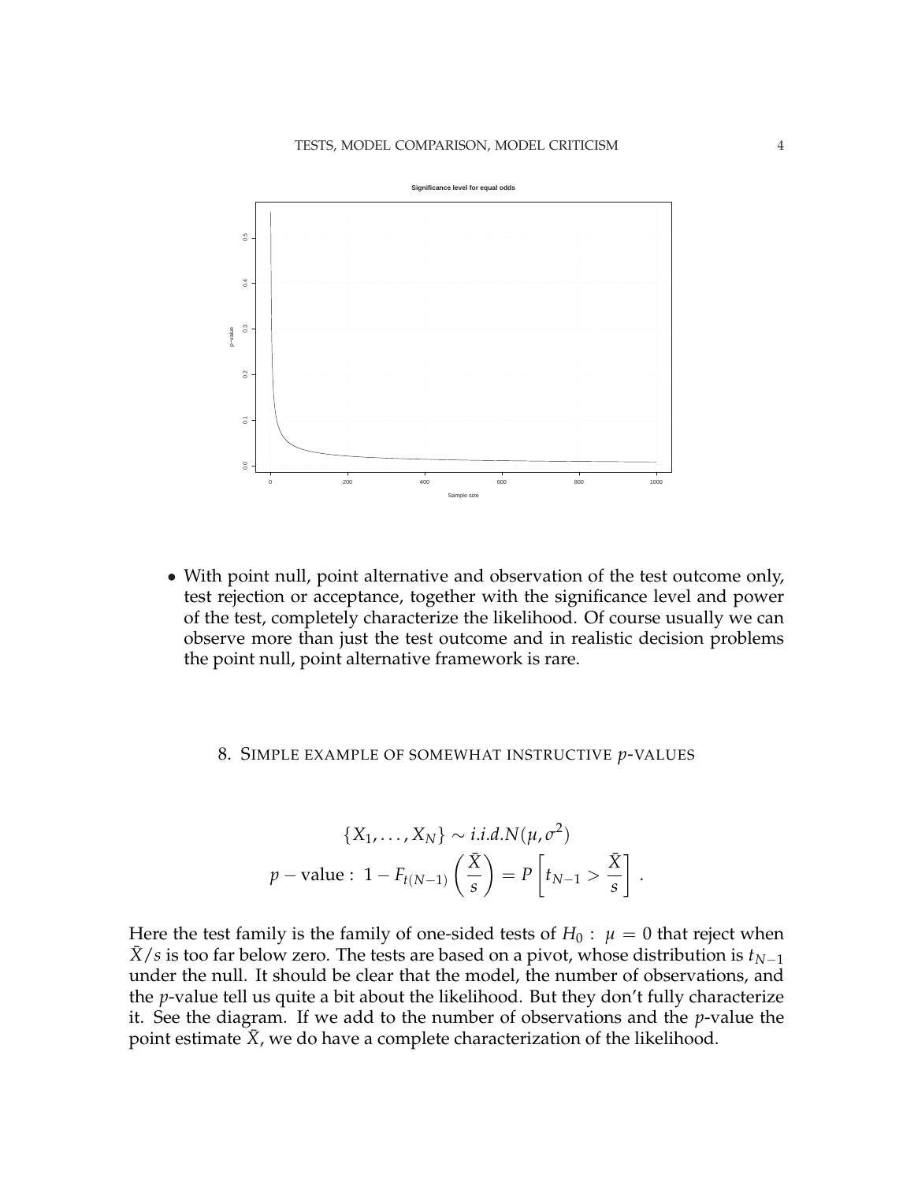- With point null, point alternative and observation of the test outcome only, test rejection or acceptance, together with the significance level and power of the test, completely characterize the likelihood. Of course usually we can observe more than just the test outcome and in realistic decision problems the point null, point alternative framework is rare.

## 8. Simple example of somewhat instructive $p$-values

$$\{X_1, \dots, X_N\} \sim i.i.d. N(\mu, \sigma^2)$$

$$p - \text{value} : \; 1 - F_{t(N-1)}\left(\frac{\bar{X}}{s}\right) = P\left[t_{N-1} > \frac{\bar{X}}{s}\right] \, .$$

Here the test family is the family of one-sided tests of $H_0 : \; \mu = 0$ that reject when $\bar{X}/s$ is too far below zero. The tests are based on a pivot, whose distribution is $t_{N-1}$ under the null. It should be clear that the model, the number of observations, and the $p$-value tell us quite a bit about the likelihood. But they don't fully characterize it. See the diagram. If we add to the number of observations and the $p$-value the point estimate $\bar{X}$, we do have a complete characterization of the likelihood.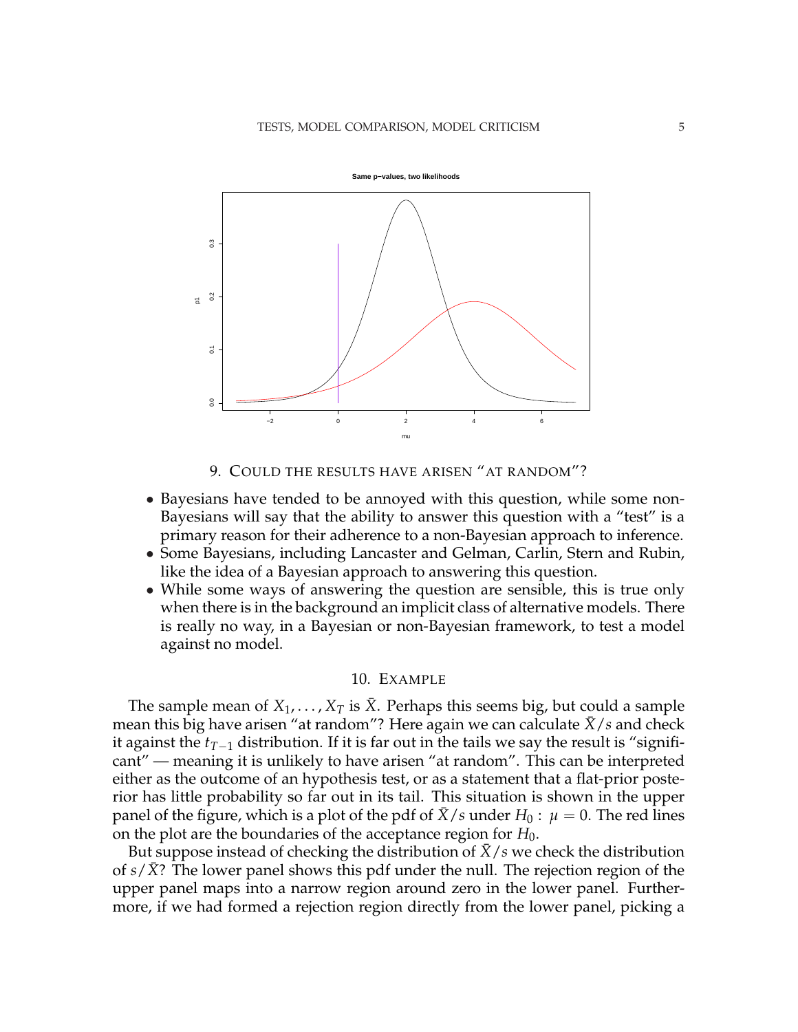## 9. Could the results have arisen "at random"?

- Bayesians have tended to be annoyed with this question, while some non-Bayesians will say that the ability to answer this question with a "test" is a primary reason for their adherence to a non-Bayesian approach to inference.
- Some Bayesians, including Lancaster and Gelman, Carlin, Stern and Rubin, like the idea of a Bayesian approach to answering this question.
- While some ways of answering the question are sensible, this is true only when there is in the background an implicit class of alternative models. There is really no way, in a Bayesian or non-Bayesian framework, to test a model against no model.

## 10. Example

The sample mean of $X_1, \ldots, X_T$ is $\bar{X}$. Perhaps this seems big, but could a sample mean this big have arisen "at random"? Here again we can calculate $\bar{X}/s$ and check it against the $t_{T-1}$ distribution. If it is far out in the tails we say the result is "significant" — meaning it is unlikely to have arisen "at random". This can be interpreted either as the outcome of an hypothesis test, or as a statement that a flat-prior posterior has little probability so far out in its tail. This situation is shown in the upper panel of the figure, which is a plot of the pdf of $\bar{X}/s$ under $H_0: \mu = 0$. The red lines on the plot are the boundaries of the acceptance region for $H_0$.

But suppose instead of checking the distribution of $\bar{X}/s$ we check the distribution of $s/\bar{X}$? The lower panel shows this pdf under the null. The rejection region of the upper panel maps into a narrow region around zero in the lower panel. Furthermore, if we had formed a rejection region directly from the lower panel, picking a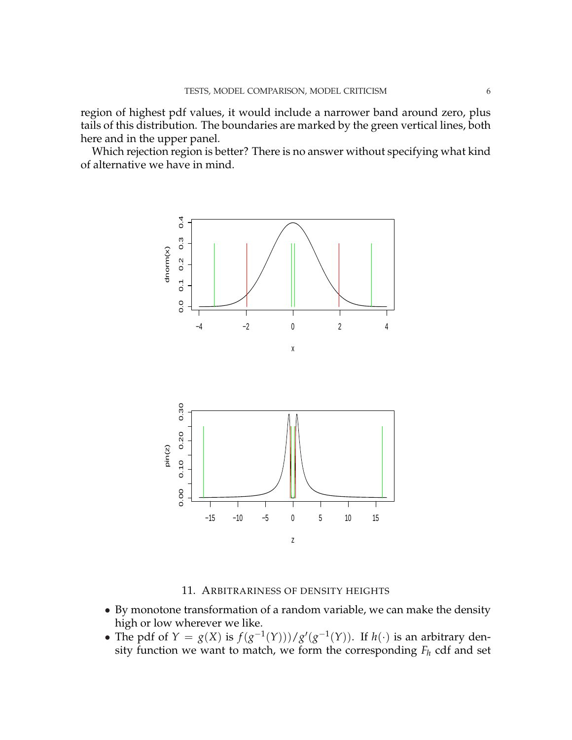region of highest pdf values, it would include a narrower band around zero, plus tails of this distribution. The boundaries are marked by the green vertical lines, both here and in the upper panel.

Which rejection region is better? There is no answer without specifying what kind of alternative we have in mind.

## 11. Arbitrariness of density heights

- By monotone transformation of a random variable, we can make the density high or low wherever we like.
- The pdf of $Y = g(X)$ is $f(g^{-1}(Y)))/g'(g^{-1}(Y))$. If $h(\cdot)$ is an arbitrary density function we want to match, we form the corresponding $F_h$ cdf and set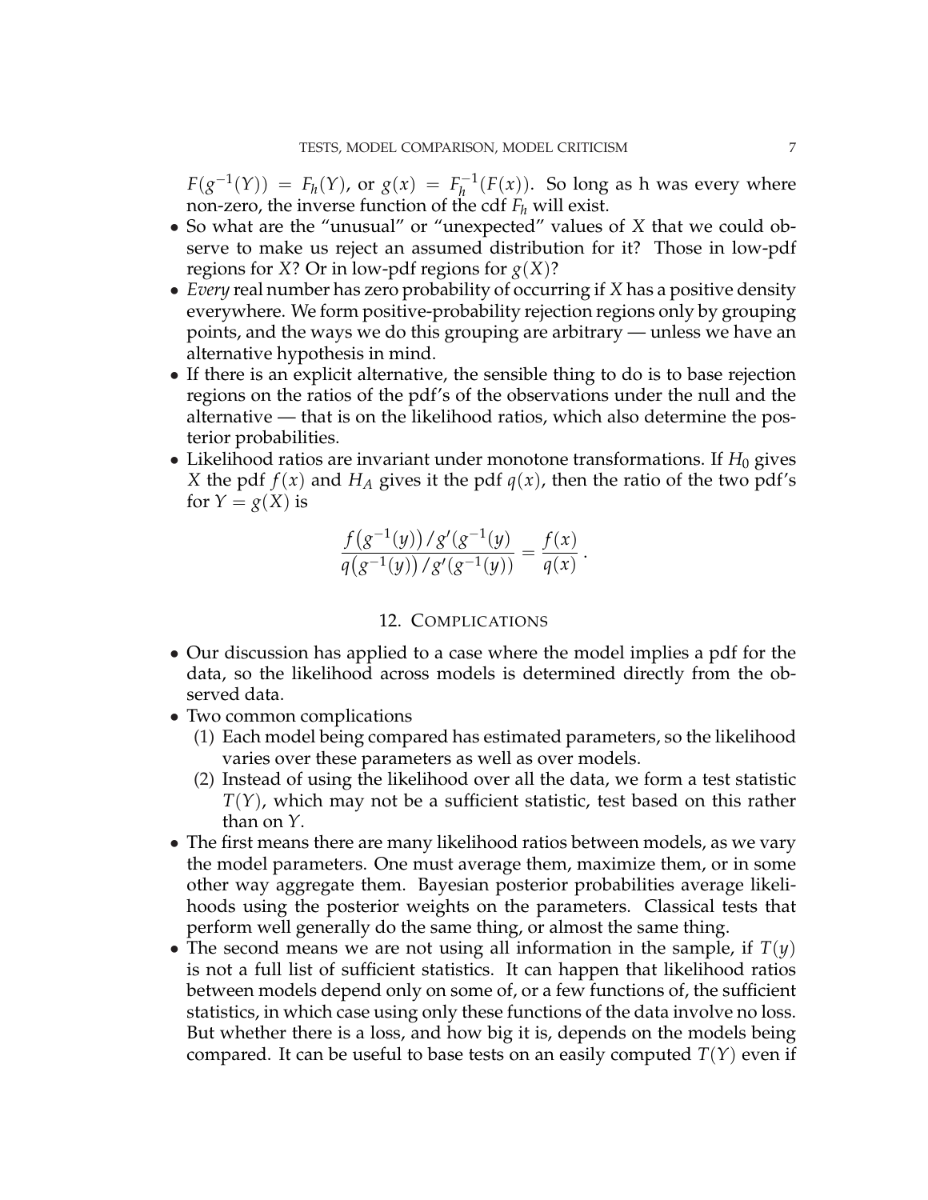$F(g^{-1}(Y)) = F_h(Y)$, or $g(x) = F_h^{-1}(F(x))$. So long as h was every where non-zero, the inverse function of the cdf $F_h$ will exist.

- So what are the "unusual" or "unexpected" values of $X$ that we could observe to make us reject an assumed distribution for it? Those in low-pdf regions for $X$? Or in low-pdf regions for $g(X)$?
- *Every* real number has zero probability of occurring if $X$ has a positive density everywhere. We form positive-probability rejection regions only by grouping points, and the ways we do this grouping are arbitrary — unless we have an alternative hypothesis in mind.
- If there is an explicit alternative, the sensible thing to do is to base rejection regions on the ratios of the pdf's of the observations under the null and the alternative — that is on the likelihood ratios, which also determine the posterior probabilities.
- Likelihood ratios are invariant under monotone transformations. If $H_0$ gives $X$ the pdf $f(x)$ and $H_A$ gives it the pdf $q(x)$, then the ratio of the two pdf's for $Y = g(X)$ is

$$\frac{f\big(g^{-1}(y)\big)/g'(g^{-1}(y)}{q\big(g^{-1}(y)\big)/g'(g^{-1}(y))} = \frac{f(x)}{q(x)} \,.$$

## 12. Complications

- Our discussion has applied to a case where the model implies a pdf for the data, so the likelihood across models is determined directly from the observed data.
- Two common complications
  1. Each model being compared has estimated parameters, so the likelihood varies over these parameters as well as over models.
  2. Instead of using the likelihood over all the data, we form a test statistic $T(Y)$, which may not be a sufficient statistic, test based on this rather than on $Y$.
- The first means there are many likelihood ratios between models, as we vary the model parameters. One must average them, maximize them, or in some other way aggregate them. Bayesian posterior probabilities average likelihoods using the posterior weights on the parameters. Classical tests that perform well generally do the same thing, or almost the same thing.
- The second means we are not using all information in the sample, if $T(y)$ is not a full list of sufficient statistics. It can happen that likelihood ratios between models depend only on some of, or a few functions of, the sufficient statistics, in which case using only these functions of the data involve no loss. But whether there is a loss, and how big it is, depends on the models being compared. It can be useful to base tests on an easily computed $T(Y)$ even if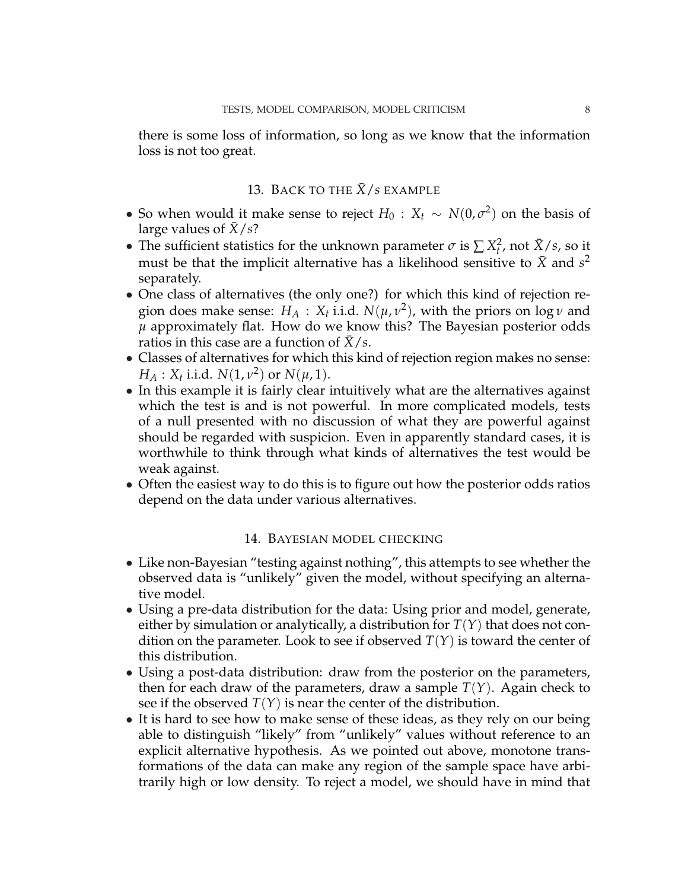there is some loss of information, so long as we know that the information loss is not too great.

## 13. Back to the $\bar{X}/s$ example

- So when would it make sense to reject $H_0 : X_t \sim N(0, \sigma^2)$ on the basis of large values of $\bar{X}/s$?
- The sufficient statistics for the unknown parameter $\sigma$ is $\sum X_t^2$, not $\bar{X}/s$, so it must be that the implicit alternative has a likelihood sensitive to $\bar{X}$ and $s^2$ separately.
- One class of alternatives (the only one?) for which this kind of rejection region does make sense: $H_A : X_t$ i.i.d. $N(\mu, \nu^2)$, with the priors on $\log \nu$ and $\mu$ approximately flat. How do we know this? The Bayesian posterior odds ratios in this case are a function of $\bar{X}/s$.
- Classes of alternatives for which this kind of rejection region makes no sense: $H_A : X_t$ i.i.d. $N(1, \nu^2)$ or $N(\mu, 1)$.
- In this example it is fairly clear intuitively what are the alternatives against which the test is and is not powerful. In more complicated models, tests of a null presented with no discussion of what they are powerful against should be regarded with suspicion. Even in apparently standard cases, it is worthwhile to think through what kinds of alternatives the test would be weak against.
- Often the easiest way to do this is to figure out how the posterior odds ratios depend on the data under various alternatives.

## 14. Bayesian model checking

- Like non-Bayesian "testing against nothing", this attempts to see whether the observed data is "unlikely" given the model, without specifying an alternative model.
- Using a pre-data distribution for the data: Using prior and model, generate, either by simulation or analytically, a distribution for $T(Y)$ that does not condition on the parameter. Look to see if observed $T(Y)$ is toward the center of this distribution.
- Using a post-data distribution: draw from the posterior on the parameters, then for each draw of the parameters, draw a sample $T(Y)$. Again check to see if the observed $T(Y)$ is near the center of the distribution.
- It is hard to see how to make sense of these ideas, as they rely on our being able to distinguish "likely" from "unlikely" values without reference to an explicit alternative hypothesis. As we pointed out above, monotone transformations of the data can make any region of the sample space have arbitrarily high or low density. To reject a model, we should have in mind that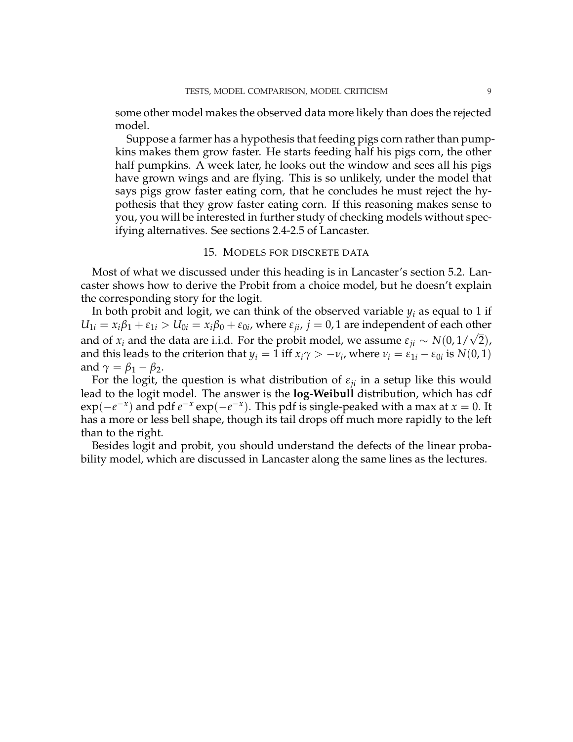some other model makes the observed data more likely than does the rejected model.

Suppose a farmer has a hypothesis that feeding pigs corn rather than pumpkins makes them grow faster. He starts feeding half his pigs corn, the other half pumpkins. A week later, he looks out the window and sees all his pigs have grown wings and are flying. This is so unlikely, under the model that says pigs grow faster eating corn, that he concludes he must reject the hypothesis that they grow faster eating corn. If this reasoning makes sense to you, you will be interested in further study of checking models without specifying alternatives. See sections 2.4-2.5 of Lancaster.

## 15. Models for discrete data

Most of what we discussed under this heading is in Lancaster's section 5.2. Lancaster shows how to derive the Probit from a choice model, but he doesn't explain the corresponding story for the logit.

In both probit and logit, we can think of the observed variable $y_i$ as equal to 1 if $U_{1i} = x_i\beta_1 + \varepsilon_{1i} > U_{0i} = x_i\beta_0 + \varepsilon_{0i}$, where $\varepsilon_{ji}$, $j = 0, 1$ are independent of each other and of $x_i$ and the data are i.i.d. For the probit model, we assume $\varepsilon_{ji} \sim N(0, 1/\sqrt{2})$, and this leads to the criterion that $y_i = 1$ iff $x_i\gamma > -\nu_i$, where $\nu_i = \varepsilon_{1i} - \varepsilon_{0i}$ is $N(0, 1)$ and $\gamma = \beta_1 - \beta_2$.

For the logit, the question is what distribution of $\varepsilon_{ji}$ in a setup like this would lead to the logit model. The answer is the **log-Weibull** distribution, which has cdf $\exp(-e^{-x})$ and pdf $e^{-x}\exp(-e^{-x})$. This pdf is single-peaked with a max at $x = 0$. It has a more or less bell shape, though its tail drops off much more rapidly to the left than to the right.

Besides logit and probit, you should understand the defects of the linear probability model, which are discussed in Lancaster along the same lines as the lectures.